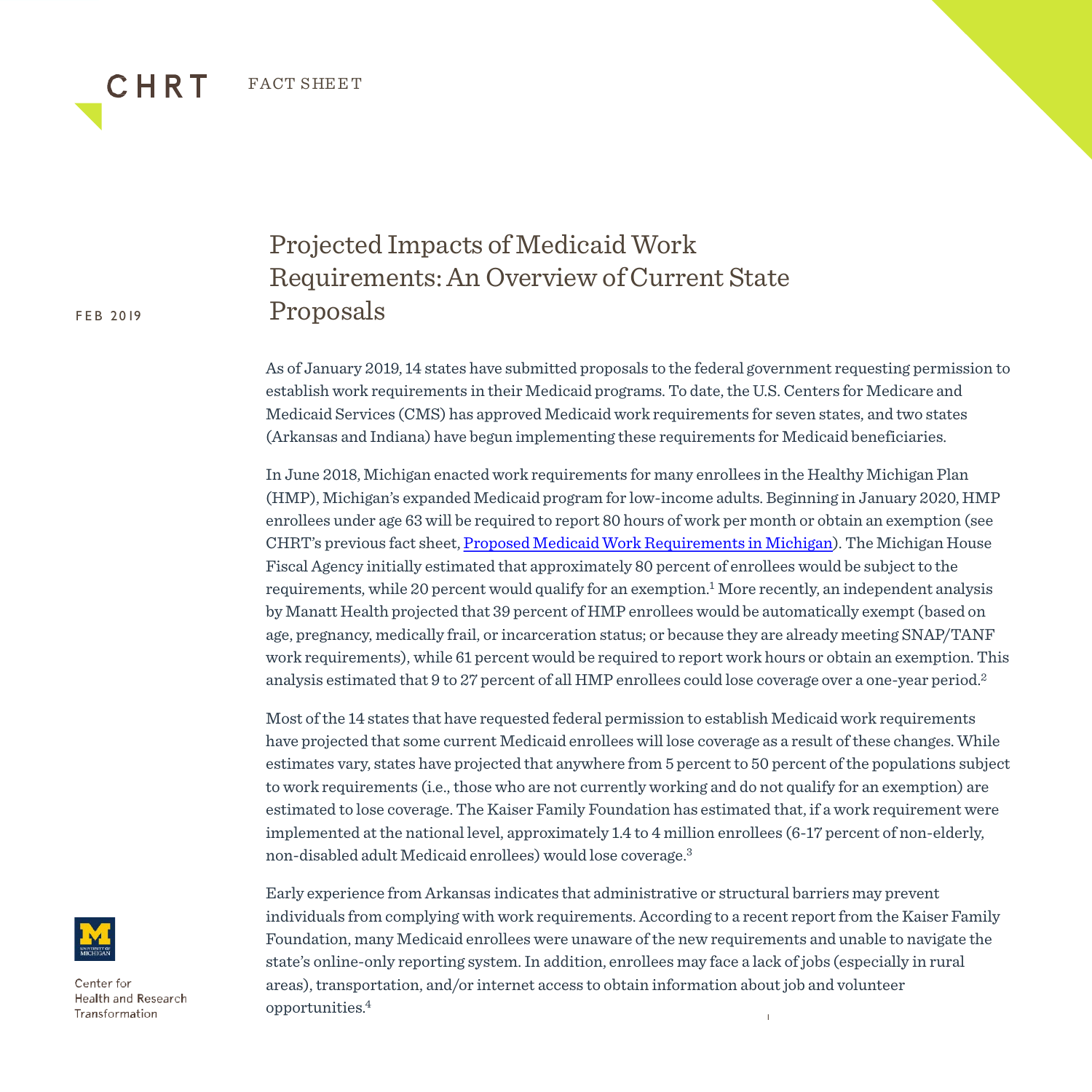CHRT FACT SHEET

FEB 2019

# Projected Impacts of Medicaid Work Requirements: An Overview of Current State Proposals

As of January 2019, 14 states have submitted proposals to the federal government requesting permission to establish work requirements in their Medicaid programs. To date, the U.S. Centers for Medicare and Medicaid Services (CMS) has approved Medicaid work requirements for seven states, and two states (Arkansas and Indiana) have begun implementing these requirements for Medicaid beneficiaries.

In June 2018, Michigan enacted work requirements for many enrollees in the Healthy Michigan Plan (HMP), Michigan's expanded Medicaid program for low-income adults. Beginning in January 2020, HMP enrollees under age 63 will be required to report 80 hours of work per month or obtain an exemption (see CHRT's previous fact sheet, Proposed Medicaid Work Requirements in Michigan). The Michigan House Fiscal Agency initially estimated that approximately 80 percent of enrollees would be subject to the requirements, while 20 percent would qualify for an exemption.[1] More recently, an independent analysis by Manatt Health projected that 39 percent of HMP enrollees would be automatically exempt (based on age, pregnancy, medically frail, or incarceration status; or because they are already meeting SNAP/TANF work requirements), while 61 percent would be required to report work hours or obtain an exemption. This analysis estimated that 9 to 27 percent of all HMP enrollees could lose coverage over a one-year period.[2]

Most of the 14 states that have requested federal permission to establish Medicaid work requirements have projected that some current Medicaid enrollees will lose coverage as a result of these changes. While estimates vary, states have projected that anywhere from 5 percent to 50 percent of the populations subject to work requirements (i.e., those who are not currently working and do not qualify for an exemption) are estimated to lose coverage. The Kaiser Family Foundation has estimated that, if a work requirement were implemented at the national level, approximately 1.4 to 4 million enrollees (6-17 percent of non-elderly, non-disabled adult Medicaid enrollees) would lose coverage.[3]

Early experience from Arkansas indicates that administrative or structural barriers may prevent individuals from complying with work requirements. According to a recent report from the Kaiser Family Foundation, many Medicaid enrollees were unaware of the new requirements and unable to navigate the state's online-only reporting system. In addition, enrollees may face a lack of jobs (especially in rural areas), transportation, and/or internet access to obtain information about job and volunteer opportunities.[4]

Center for Health and Research Transformation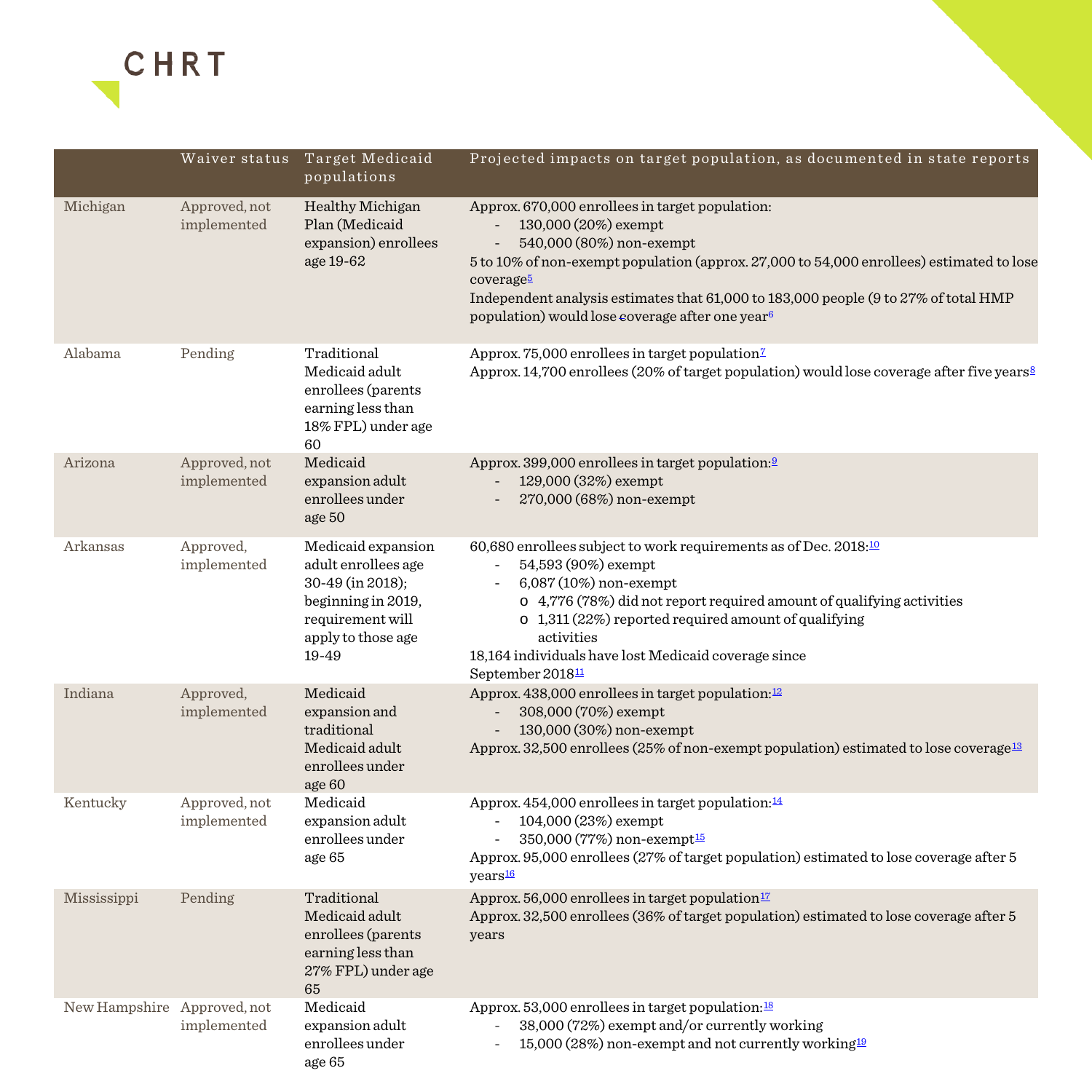| | Waiver status | Target Medicaid populations | Projected impacts on target population, as documented in state reports |
|---|---|---|---|
| Michigan | Approved, not implemented | Healthy Michigan Plan (Medicaid expansion) enrollees age 19-62 | Approx. 670,000 enrollees in target population:<br>- 130,000 (20%) exempt<br>- 540,000 (80%) non-exempt<br>5 to 10% of non-exempt population (approx. 27,000 to 54,000 enrollees) estimated to lose coverage[5]<br>Independent analysis estimates that 61,000 to 183,000 people (9 to 27% of total HMP population) would lose coverage after one year[6] |
| Alabama | Pending | Traditional Medicaid adult enrollees (parents earning less than 18% FPL) under age 60 | Approx. 75,000 enrollees in target population[7]<br>Approx. 14,700 enrollees (20% of target population) would lose coverage after five years[8] |
| Arizona | Approved, not implemented | Medicaid expansion adult enrollees under age 50 | Approx. 399,000 enrollees in target population:[9]<br>- 129,000 (32%) exempt<br>- 270,000 (68%) non-exempt |
| Arkansas | Approved, implemented | Medicaid expansion adult enrollees age 30-49 (in 2018); beginning in 2019, requirement will apply to those age 19-49 | 60,680 enrollees subject to work requirements as of Dec. 2018:[10]<br>- 54,593 (90%) exempt<br>- 6,087 (10%) non-exempt<br>o 4,776 (78%) did not report required amount of qualifying activities<br>o 1,311 (22%) reported required amount of qualifying activities<br>18,164 individuals have lost Medicaid coverage since September 2018[11] |
| Indiana | Approved, implemented | Medicaid expansion and traditional Medicaid adult enrollees under age 60 | Approx. 438,000 enrollees in target population:[12]<br>- 308,000 (70%) exempt<br>- 130,000 (30%) non-exempt<br>Approx. 32,500 enrollees (25% of non-exempt population) estimated to lose coverage[13] |
| Kentucky | Approved, not implemented | Medicaid expansion adult enrollees under age 65 | Approx. 454,000 enrollees in target population:[14]<br>- 104,000 (23%) exempt<br>- 350,000 (77%) non-exempt[15]<br>Approx. 95,000 enrollees (27% of target population) estimated to lose coverage after 5 years[16] |
| Mississippi | Pending | Traditional Medicaid adult enrollees (parents earning less than 27% FPL) under age 65 | Approx. 56,000 enrollees in target population[17]<br>Approx. 32,500 enrollees (36% of target population) estimated to lose coverage after 5 years |
| New Hampshire | Approved, not implemented | Medicaid expansion adult enrollees under age 65 | Approx. 53,000 enrollees in target population:[18]<br>- 38,000 (72%) exempt and/or currently working<br>- 15,000 (28%) non-exempt and not currently working[19] |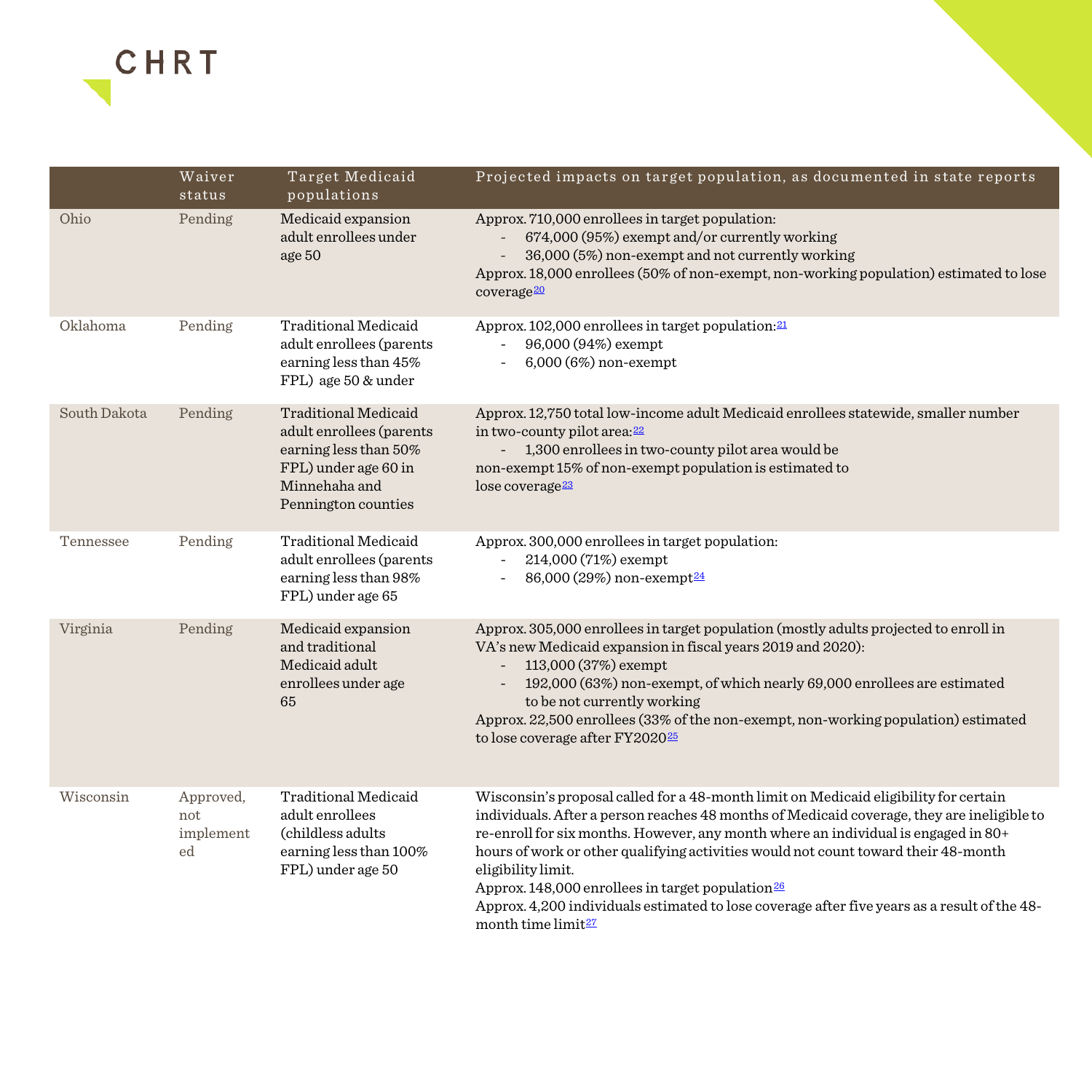| | Waiver status | Target Medicaid populations | Projected impacts on target population, as documented in state reports |
|---|---|---|---|
| Ohio | Pending | Medicaid expansion adult enrollees under age 50 | Approx. 710,000 enrollees in target population:<br>- 674,000 (95%) exempt and/or currently working<br>- 36,000 (5%) non-exempt and not currently working<br>Approx. 18,000 enrollees (50% of non-exempt, non-working population) estimated to lose coverage[20] |
| Oklahoma | Pending | Traditional Medicaid adult enrollees (parents earning less than 45% FPL) age 50 & under | Approx. 102,000 enrollees in target population:[21]<br>- 96,000 (94%) exempt<br>- 6,000 (6%) non-exempt |
| South Dakota | Pending | Traditional Medicaid adult enrollees (parents earning less than 50% FPL) under age 60 in Minnehaha and Pennington counties | Approx. 12,750 total low-income adult Medicaid enrollees statewide, smaller number in two-county pilot area:[22]<br>- 1,300 enrollees in two-county pilot area would be non-exempt 15% of non-exempt population is estimated to lose coverage[23] |
| Tennessee | Pending | Traditional Medicaid adult enrollees (parents earning less than 98% FPL) under age 65 | Approx. 300,000 enrollees in target population:<br>- 214,000 (71%) exempt<br>- 86,000 (29%) non-exempt[24] |
| Virginia | Pending | Medicaid expansion and traditional Medicaid adult enrollees under age 65 | Approx. 305,000 enrollees in target population (mostly adults projected to enroll in VA's new Medicaid expansion in fiscal years 2019 and 2020):<br>- 113,000 (37%) exempt<br>- 192,000 (63%) non-exempt, of which nearly 69,000 enrollees are estimated to be not currently working<br>Approx. 22,500 enrollees (33% of the non-exempt, non-working population) estimated to lose coverage after FY2020[25] |
| Wisconsin | Approved, not implemented | Traditional Medicaid adult enrollees (childless adults earning less than 100% FPL) under age 50 | Wisconsin's proposal called for a 48-month limit on Medicaid eligibility for certain individuals. After a person reaches 48 months of Medicaid coverage, they are ineligible to re-enroll for six months. However, any month where an individual is engaged in 80+ hours of work or other qualifying activities would not count toward their 48-month eligibility limit.<br>Approx. 148,000 enrollees in target population[26]<br>Approx. 4,200 individuals estimated to lose coverage after five years as a result of the 48-month time limit[27] |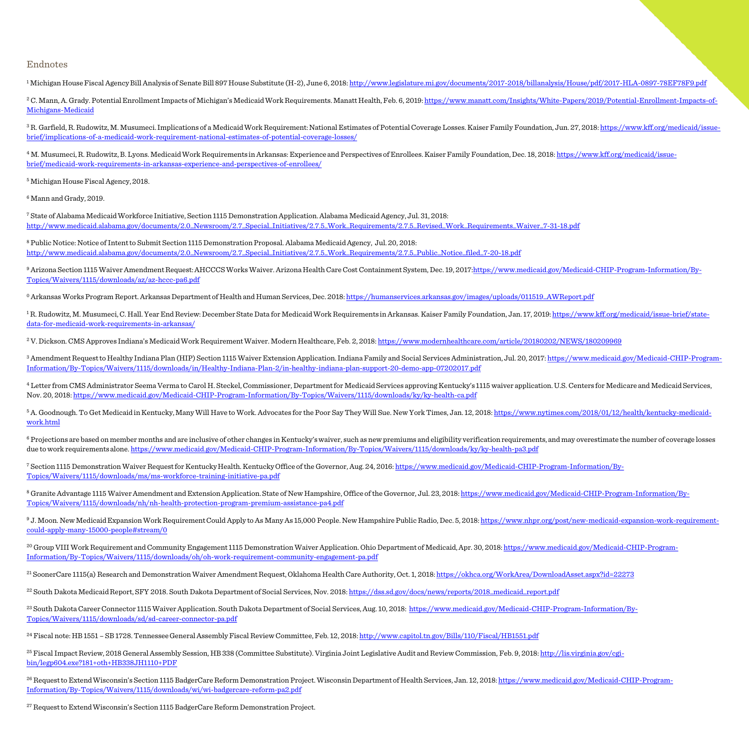## Endnotes

[1] Michigan House Fiscal Agency Bill Analysis of Senate Bill 897 House Substitute (H-2), June 6, 2018: http://www.legislature.mi.gov/documents/2017-2018/billanalysis/House/pdf/2017-HLA-0897-78EF78F9.pdf

[2] C. Mann, A. Grady. Potential Enrollment Impacts of Michigan's Medicaid Work Requirements. Manatt Health, Feb. 6, 2019: https://www.manatt.com/Insights/White-Papers/2019/Potential-Enrollment-Impacts-of-Michigans-Medicaid

[3] R. Garfield, R. Rudowitz, M. Musumeci. Implications of a Medicaid Work Requirement: National Estimates of Potential Coverage Losses. Kaiser Family Foundation, Jun. 27, 2018: https://www.kff.org/medicaid/issue-brief/implications-of-a-medicaid-work-requirement-national-estimates-of-potential-coverage-losses/

[4] M. Musumeci, R. Rudowitz, B. Lyons. Medicaid Work Requirements in Arkansas: Experience and Perspectives of Enrollees. Kaiser Family Foundation, Dec. 18, 2018: https://www.kff.org/medicaid/issue-brief/medicaid-work-requirements-in-arkansas-experience-and-perspectives-of-enrollees/

[5] Michigan House Fiscal Agency, 2018.

[6] Mann and Grady, 2019.

[7] State of Alabama Medicaid Workforce Initiative, Section 1115 Demonstration Application. Alabama Medicaid Agency, Jul. 31, 2018: http://www.medicaid.alabama.gov/documents/2.0_Newsroom/2.7_Special_Initiatives/2.7.5_Work_Requirements/2.7.5_Revised_Work_Requirements_Waiver_7-31-18.pdf

[8] Public Notice: Notice of Intent to Submit Section 1115 Demonstration Proposal. Alabama Medicaid Agency, Jul. 20, 2018: http://www.medicaid.alabama.gov/documents/2.0_Newsroom/2.7_Special_Initiatives/2.7.5_Work_Requirements/2.7.5_Public_Notice_filed_7-20-18.pdf

[9] Arizona Section 1115 Waiver Amendment Request: AHCCCS Works Waiver. Arizona Health Care Cost Containment System, Dec. 19, 2017:https://www.medicaid.gov/Medicaid-CHIP-Program-Information/By-Topics/Waivers/1115/downloads/az/az-hccc-pa6.pdf

[0] Arkansas Works Program Report. Arkansas Department of Health and Human Services, Dec. 2018: https://humanservices.arkansas.gov/images/uploads/011519_AWReport.pdf

[1] R. Rudowitz, M. Musumeci, C. Hall. Year End Review: December State Data for Medicaid Work Requirements in Arkansas. Kaiser Family Foundation, Jan. 17, 2019: https://www.kff.org/medicaid/issue-brief/state-data-for-medicaid-work-requirements-in-arkansas/

[2] V. Dickson. CMS Approves Indiana's Medicaid Work Requirement Waiver. Modern Healthcare, Feb. 2, 2018: https://www.modernhealthcare.com/article/20180202/NEWS/180209969

[3] Amendment Request to Healthy Indiana Plan (HIP) Section 1115 Waiver Extension Application. Indiana Family and Social Services Administration, Jul. 20, 2017: https://www.medicaid.gov/Medicaid-CHIP-Program-Information/By-Topics/Waivers/1115/downloads/in/Healthy-Indiana-Plan-2/in-healthy-indiana-plan-support-20-demo-app-07202017.pdf

[4] Letter from CMS Administrator Seema Verma to Carol H. Steckel, Commissioner, Department for Medicaid Services approving Kentucky's 1115 waiver application. U.S. Centers for Medicare and Medicaid Services, Nov. 20, 2018: https://www.medicaid.gov/Medicaid-CHIP-Program-Information/By-Topics/Waivers/1115/downloads/ky/ky-health-ca.pdf

[5] A. Goodnough. To Get Medicaid in Kentucky, Many Will Have to Work. Advocates for the Poor Say They Will Sue. New York Times, Jan. 12, 2018: https://www.nytimes.com/2018/01/12/health/kentucky-medicaid-work.html

[6] Projections are based on member months and are inclusive of other changes in Kentucky's waiver, such as new premiums and eligibility verification requirements, and may overestimate the number of coverage losses due to work requirements alone. https://www.medicaid.gov/Medicaid-CHIP-Program-Information/By-Topics/Waivers/1115/downloads/ky/ky-health-pa3.pdf

[7] Section 1115 Demonstration Waiver Request for Kentucky Health. Kentucky Office of the Governor, Aug. 24, 2016: https://www.medicaid.gov/Medicaid-CHIP-Program-Information/By-Topics/Waivers/1115/downloads/ms/ms-workforce-training-initiative-pa.pdf

[8] Granite Advantage 1115 Waiver Amendment and Extension Application. State of New Hampshire, Office of the Governor, Jul. 23, 2018: https://www.medicaid.gov/Medicaid-CHIP-Program-Information/By-Topics/Waivers/1115/downloads/nh/nh-health-protection-program-premium-assistance-pa4.pdf

[9] J. Moon. New Medicaid Expansion Work Requirement Could Apply to As Many As 15,000 People. New Hampshire Public Radio, Dec. 5, 2018: https://www.nhpr.org/post/new-medicaid-expansion-work-requirement-could-apply-many-15000-people#stream/0

[20] Group VIII Work Requirement and Community Engagement 1115 Demonstration Waiver Application. Ohio Department of Medicaid, Apr. 30, 2018: https://www.medicaid.gov/Medicaid-CHIP-Program-Information/By-Topics/Waivers/1115/downloads/oh/oh-work-requirement-community-engagement-pa.pdf

[21] SoonerCare 1115(a) Research and Demonstration Waiver Amendment Request, Oklahoma Health Care Authority, Oct. 1, 2018: https://okhca.org/WorkArea/DownloadAsset.aspx?id=22273

[22] South Dakota Medicaid Report, SFY 2018. South Dakota Department of Social Services, Nov. 2018: https://dss.sd.gov/docs/news/reports/2018_medicaid_report.pdf

[23] South Dakota Career Connector 1115 Waiver Application. South Dakota Department of Social Services, Aug. 10, 2018: https://www.medicaid.gov/Medicaid-CHIP-Program-Information/By-Topics/Waivers/1115/downloads/sd/sd-career-connector-pa.pdf

[24] Fiscal note: HB 1551 – SB 1728. Tennessee General Assembly Fiscal Review Committee, Feb. 12, 2018: http://www.capitol.tn.gov/Bills/110/Fiscal/HB1551.pdf

[25] Fiscal Impact Review, 2018 General Assembly Session, HB 338 (Committee Substitute). Virginia Joint Legislative Audit and Review Commission, Feb. 9, 2018: http://lis.virginia.gov/cgi-bin/legp604.exe?181+oth+HB338JH1110+PDF

[26] Request to Extend Wisconsin's Section 1115 BadgerCare Reform Demonstration Project. Wisconsin Department of Health Services, Jan. 12, 2018: https://www.medicaid.gov/Medicaid-CHIP-Program-Information/By-Topics/Waivers/1115/downloads/wi/wi-badgercare-reform-pa2.pdf

[27] Request to Extend Wisconsin's Section 1115 BadgerCare Reform Demonstration Project.